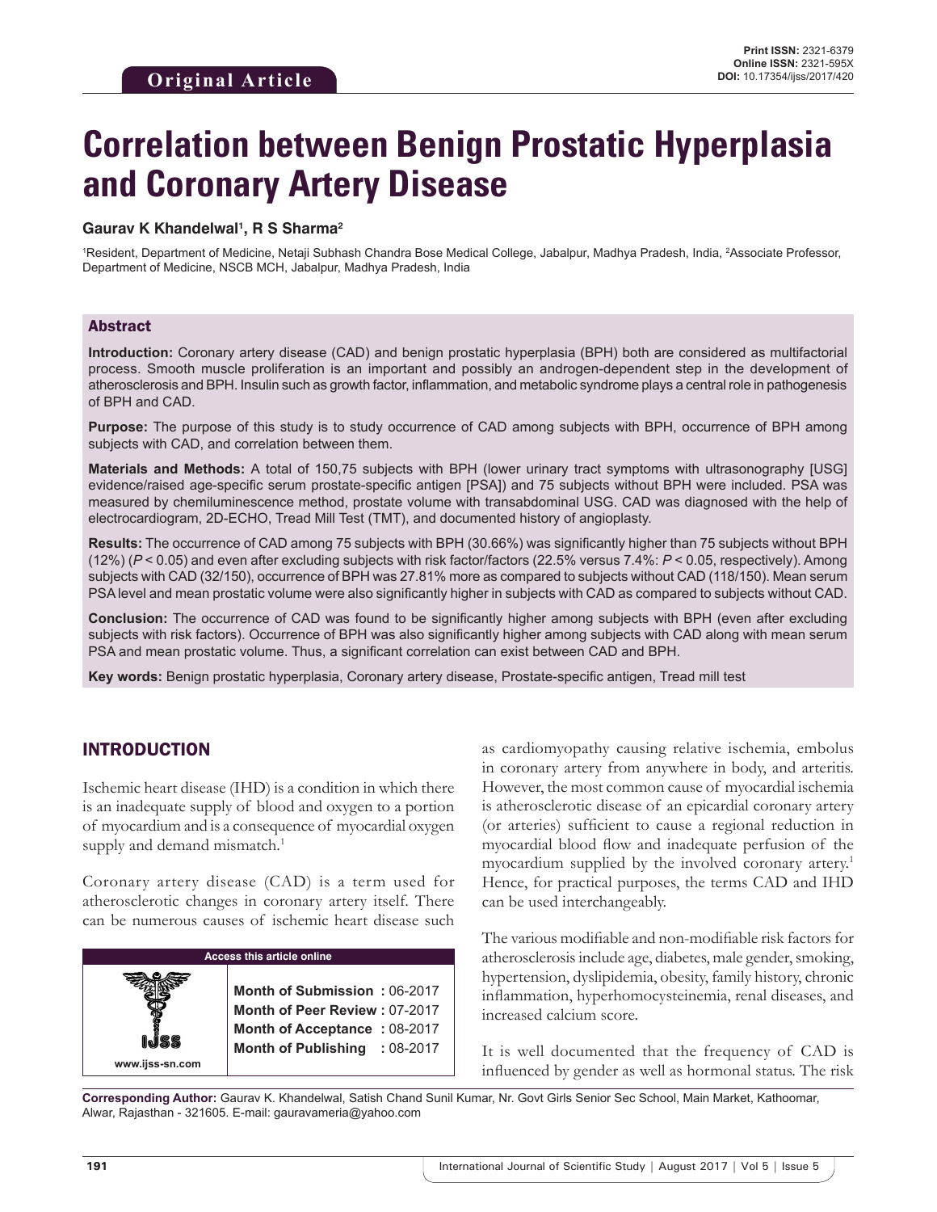Original Article

**Print ISSN:** 2321-6379
**Online ISSN:** 2321-595X
**DOI:** 10.17354/ijss/2017/420

# Correlation between Benign Prostatic Hyperplasia and Coronary Artery Disease

**Gaurav K Khandelwal[1], R S Sharma[2]**

[1]Resident, Department of Medicine, Netaji Subhash Chandra Bose Medical College, Jabalpur, Madhya Pradesh, India, [2]Associate Professor, Department of Medicine, NSCB MCH, Jabalpur, Madhya Pradesh, India

## Abstract

**Introduction:** Coronary artery disease (CAD) and benign prostatic hyperplasia (BPH) both are considered as multifactorial process. Smooth muscle proliferation is an important and possibly an androgen-dependent step in the development of atherosclerosis and BPH. Insulin such as growth factor, inflammation, and metabolic syndrome plays a central role in pathogenesis of BPH and CAD.

**Purpose:** The purpose of this study is to study occurrence of CAD among subjects with BPH, occurrence of BPH among subjects with CAD, and correlation between them.

**Materials and Methods:** A total of 150,75 subjects with BPH (lower urinary tract symptoms with ultrasonography [USG] evidence/raised age-specific serum prostate-specific antigen [PSA]) and 75 subjects without BPH were included. PSA was measured by chemiluminescence method, prostate volume with transabdominal USG. CAD was diagnosed with the help of electrocardiogram, 2D-ECHO, Tread Mill Test (TMT), and documented history of angioplasty.

**Results:** The occurrence of CAD among 75 subjects with BPH (30.66%) was significantly higher than 75 subjects without BPH (12%) ($P < 0.05$) and even after excluding subjects with risk factor/factors (22.5% versus 7.4%: $P < 0.05$, respectively). Among subjects with CAD (32/150), occurrence of BPH was 27.81% more as compared to subjects without CAD (118/150). Mean serum PSA level and mean prostatic volume were also significantly higher in subjects with CAD as compared to subjects without CAD.

**Conclusion:** The occurrence of CAD was found to be significantly higher among subjects with BPH (even after excluding subjects with risk factors). Occurrence of BPH was also significantly higher among subjects with CAD along with mean serum PSA and mean prostatic volume. Thus, a significant correlation can exist between CAD and BPH.

**Key words:** Benign prostatic hyperplasia, Coronary artery disease, Prostate-specific antigen, Tread mill test

## INTRODUCTION

Ischemic heart disease (IHD) is a condition in which there is an inadequate supply of blood and oxygen to a portion of myocardium and is a consequence of myocardial oxygen supply and demand mismatch.[1]

Coronary artery disease (CAD) is a term used for atherosclerotic changes in coronary artery itself. There can be numerous causes of ischemic heart disease such as cardiomyopathy causing relative ischemia, embolus in coronary artery from anywhere in body, and arteritis. However, the most common cause of myocardial ischemia is atherosclerotic disease of an epicardial coronary artery (or arteries) sufficient to cause a regional reduction in myocardial blood flow and inadequate perfusion of the myocardium supplied by the involved coronary artery.[1] Hence, for practical purposes, the terms CAD and IHD can be used interchangeably.

The various modifiable and non-modifiable risk factors for atherosclerosis include age, diabetes, male gender, smoking, hypertension, dyslipidemia, obesity, family history, chronic inflammation, hyperhomocysteinemia, renal diseases, and increased calcium score.

It is well documented that the frequency of CAD is influenced by gender as well as hormonal status. The risk

| Access this article online | |
|---|---|
| www.ijss-sn.com | **Month of Submission :** 06-2017 |
| | **Month of Peer Review :** 07-2017 |
| | **Month of Acceptance :** 08-2017 |
| | **Month of Publishing :** 08-2017 |

**Corresponding Author:** Gaurav K. Khandelwal, Satish Chand Sunil Kumar, Nr. Govt Girls Senior Sec School, Main Market, Kathoomar, Alwar, Rajasthan - 321605. E-mail: gauravameria@yahoo.com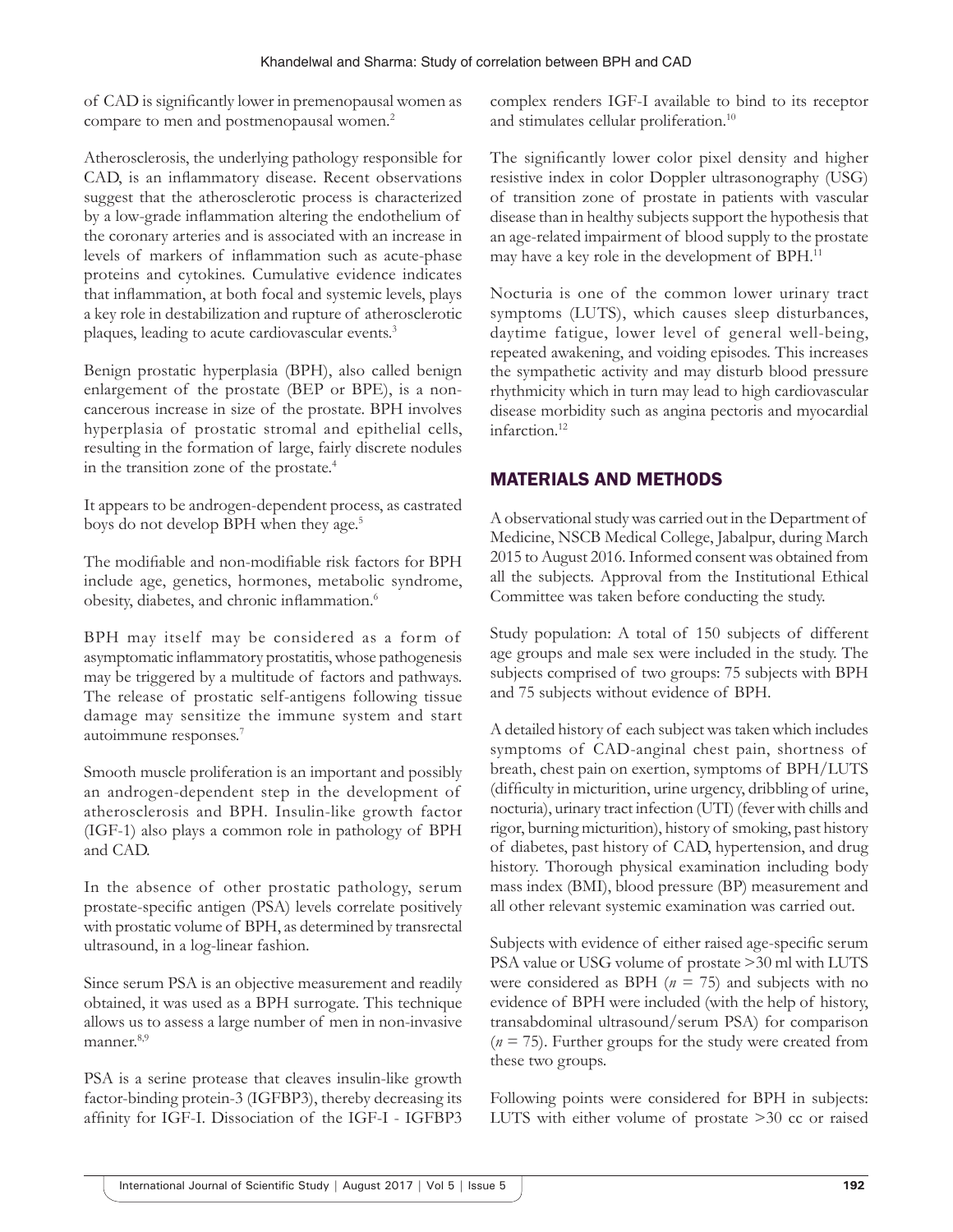of CAD is significantly lower in premenopausal women as compare to men and postmenopausal women.[2]

Atherosclerosis, the underlying pathology responsible for CAD, is an inflammatory disease. Recent observations suggest that the atherosclerotic process is characterized by a low-grade inflammation altering the endothelium of the coronary arteries and is associated with an increase in levels of markers of inflammation such as acute-phase proteins and cytokines. Cumulative evidence indicates that inflammation, at both focal and systemic levels, plays a key role in destabilization and rupture of atherosclerotic plaques, leading to acute cardiovascular events.[3]

Benign prostatic hyperplasia (BPH), also called benign enlargement of the prostate (BEP or BPE), is a non-cancerous increase in size of the prostate. BPH involves hyperplasia of prostatic stromal and epithelial cells, resulting in the formation of large, fairly discrete nodules in the transition zone of the prostate.[4]

It appears to be androgen-dependent process, as castrated boys do not develop BPH when they age.[5]

The modifiable and non-modifiable risk factors for BPH include age, genetics, hormones, metabolic syndrome, obesity, diabetes, and chronic inflammation.[6]

BPH may itself may be considered as a form of asymptomatic inflammatory prostatitis, whose pathogenesis may be triggered by a multitude of factors and pathways. The release of prostatic self-antigens following tissue damage may sensitize the immune system and start autoimmune responses.[7]

Smooth muscle proliferation is an important and possibly an androgen-dependent step in the development of atherosclerosis and BPH. Insulin-like growth factor (IGF-1) also plays a common role in pathology of BPH and CAD.

In the absence of other prostatic pathology, serum prostate-specific antigen (PSA) levels correlate positively with prostatic volume of BPH, as determined by transrectal ultrasound, in a log-linear fashion.

Since serum PSA is an objective measurement and readily obtained, it was used as a BPH surrogate. This technique allows us to assess a large number of men in non-invasive manner.[8,9]

PSA is a serine protease that cleaves insulin-like growth factor-binding protein-3 (IGFBP3), thereby decreasing its affinity for IGF-I. Dissociation of the IGF-I - IGFBP3 complex renders IGF-I available to bind to its receptor and stimulates cellular proliferation.[10]

The significantly lower color pixel density and higher resistive index in color Doppler ultrasonography (USG) of transition zone of prostate in patients with vascular disease than in healthy subjects support the hypothesis that an age-related impairment of blood supply to the prostate may have a key role in the development of BPH.[11]

Nocturia is one of the common lower urinary tract symptoms (LUTS), which causes sleep disturbances, daytime fatigue, lower level of general well-being, repeated awakening, and voiding episodes. This increases the sympathetic activity and may disturb blood pressure rhythmicity which in turn may lead to high cardiovascular disease morbidity such as angina pectoris and myocardial infarction.[12]

## MATERIALS AND METHODS

A observational study was carried out in the Department of Medicine, NSCB Medical College, Jabalpur, during March 2015 to August 2016. Informed consent was obtained from all the subjects. Approval from the Institutional Ethical Committee was taken before conducting the study.

Study population: A total of 150 subjects of different age groups and male sex were included in the study. The subjects comprised of two groups: 75 subjects with BPH and 75 subjects without evidence of BPH.

A detailed history of each subject was taken which includes symptoms of CAD-anginal chest pain, shortness of breath, chest pain on exertion, symptoms of BPH/LUTS (difficulty in micturition, urine urgency, dribbling of urine, nocturia), urinary tract infection (UTI) (fever with chills and rigor, burning micturition), history of smoking, past history of diabetes, past history of CAD, hypertension, and drug history. Thorough physical examination including body mass index (BMI), blood pressure (BP) measurement and all other relevant systemic examination was carried out.

Subjects with evidence of either raised age-specific serum PSA value or USG volume of prostate >30 ml with LUTS were considered as BPH ($n$ = 75) and subjects with no evidence of BPH were included (with the help of history, transabdominal ultrasound/serum PSA) for comparison ($n$ = 75). Further groups for the study were created from these two groups.

Following points were considered for BPH in subjects: LUTS with either volume of prostate >30 cc or raised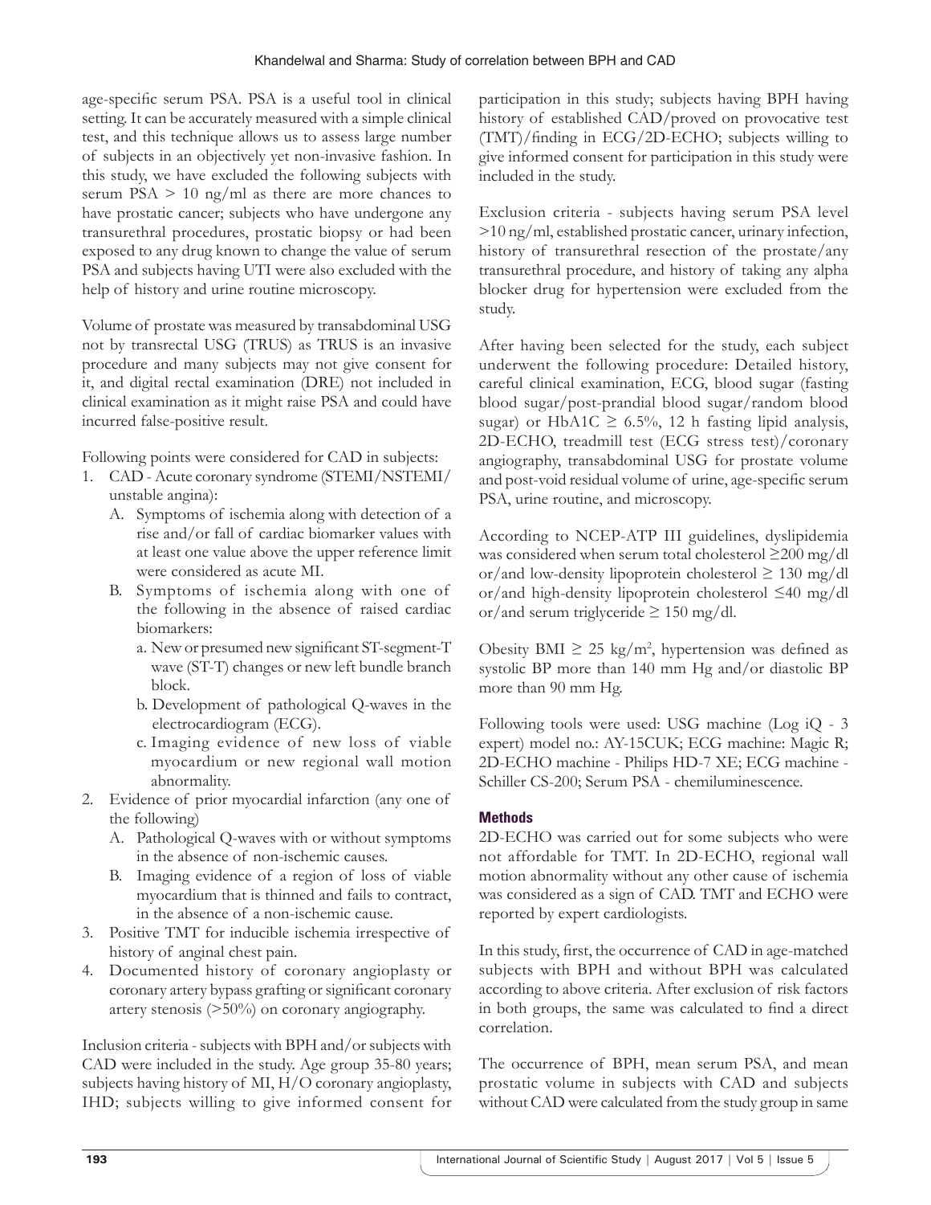age-specific serum PSA. PSA is a useful tool in clinical setting. It can be accurately measured with a simple clinical test, and this technique allows us to assess large number of subjects in an objectively yet non-invasive fashion. In this study, we have excluded the following subjects with serum PSA > 10 ng/ml as there are more chances to have prostatic cancer; subjects who have undergone any transurethral procedures, prostatic biopsy or had been exposed to any drug known to change the value of serum PSA and subjects having UTI were also excluded with the help of history and urine routine microscopy.

Volume of prostate was measured by transabdominal USG not by transrectal USG (TRUS) as TRUS is an invasive procedure and many subjects may not give consent for it, and digital rectal examination (DRE) not included in clinical examination as it might raise PSA and could have incurred false-positive result.

Following points were considered for CAD in subjects:

1. CAD - Acute coronary syndrome (STEMI/NSTEMI/unstable angina):
   - A. Symptoms of ischemia along with detection of a rise and/or fall of cardiac biomarker values with at least one value above the upper reference limit were considered as acute MI.
   - B. Symptoms of ischemia along with one of the following in the absence of raised cardiac biomarkers:
     - a. New or presumed new significant ST-segment-T wave (ST-T) changes or new left bundle branch block.
     - b. Development of pathological Q-waves in the electrocardiogram (ECG).
     - c. Imaging evidence of new loss of viable myocardium or new regional wall motion abnormality.
2. Evidence of prior myocardial infarction (any one of the following)
   - A. Pathological Q-waves with or without symptoms in the absence of non-ischemic causes.
   - B. Imaging evidence of a region of loss of viable myocardium that is thinned and fails to contract, in the absence of a non-ischemic cause.
3. Positive TMT for inducible ischemia irrespective of history of anginal chest pain.
4. Documented history of coronary angioplasty or coronary artery bypass grafting or significant coronary artery stenosis (>50%) on coronary angiography.

Inclusion criteria - subjects with BPH and/or subjects with CAD were included in the study. Age group 35-80 years; subjects having history of MI, H/O coronary angioplasty, IHD; subjects willing to give informed consent for participation in this study; subjects having BPH having history of established CAD/proved on provocative test (TMT)/finding in ECG/2D-ECHO; subjects willing to give informed consent for participation in this study were included in the study.

Exclusion criteria - subjects having serum PSA level >10 ng/ml, established prostatic cancer, urinary infection, history of transurethral resection of the prostate/any transurethral procedure, and history of taking any alpha blocker drug for hypertension were excluded from the study.

After having been selected for the study, each subject underwent the following procedure: Detailed history, careful clinical examination, ECG, blood sugar (fasting blood sugar/post-prandial blood sugar/random blood sugar) or HbA1C ≥ 6.5%, 12 h fasting lipid analysis, 2D-ECHO, treadmill test (ECG stress test)/coronary angiography, transabdominal USG for prostate volume and post-void residual volume of urine, age-specific serum PSA, urine routine, and microscopy.

According to NCEP-ATP III guidelines, dyslipidemia was considered when serum total cholesterol ≥200 mg/dl or/and low-density lipoprotein cholesterol ≥ 130 mg/dl or/and high-density lipoprotein cholesterol ≤40 mg/dl or/and serum triglyceride ≥ 150 mg/dl.

Obesity BMI ≥ 25 kg/$m^2$, hypertension was defined as systolic BP more than 140 mm Hg and/or diastolic BP more than 90 mm Hg.

Following tools were used: USG machine (Log iQ - 3 expert) model no.: AY-15CUK; ECG machine: Magic R; 2D-ECHO machine - Philips HD-7 XE; ECG machine - Schiller CS-200; Serum PSA - chemiluminescence.

## Methods

2D-ECHO was carried out for some subjects who were not affordable for TMT. In 2D-ECHO, regional wall motion abnormality without any other cause of ischemia was considered as a sign of CAD. TMT and ECHO were reported by expert cardiologists.

In this study, first, the occurrence of CAD in age-matched subjects with BPH and without BPH was calculated according to above criteria. After exclusion of risk factors in both groups, the same was calculated to find a direct correlation.

The occurrence of BPH, mean serum PSA, and mean prostatic volume in subjects with CAD and subjects without CAD were calculated from the study group in same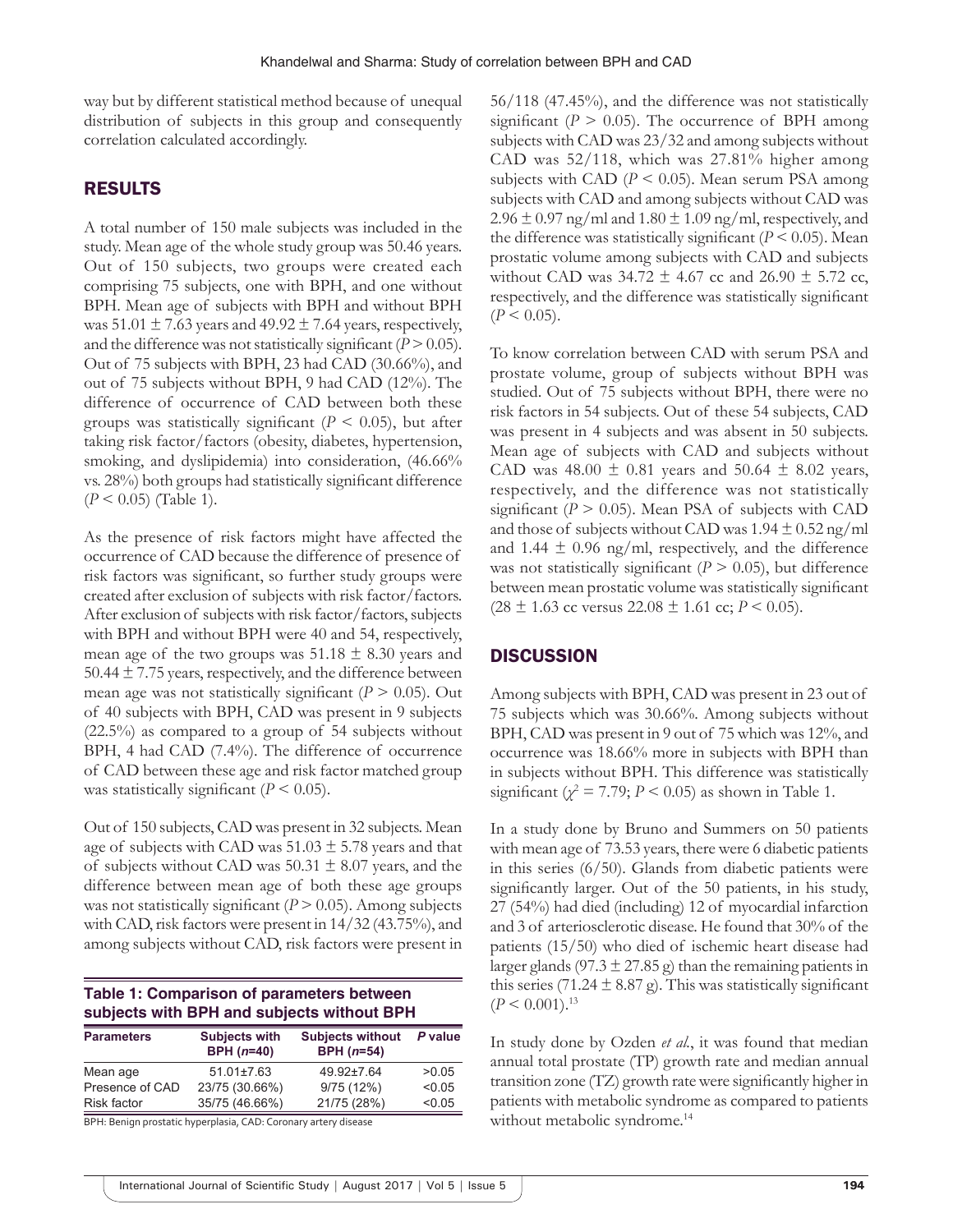way but by different statistical method because of unequal distribution of subjects in this group and consequently correlation calculated accordingly.

## RESULTS

A total number of 150 male subjects was included in the study. Mean age of the whole study group was 50.46 years. Out of 150 subjects, two groups were created each comprising 75 subjects, one with BPH, and one without BPH. Mean age of subjects with BPH and without BPH was 51.01 ± 7.63 years and 49.92 ± 7.64 years, respectively, and the difference was not statistically significant ($P > 0.05$). Out of 75 subjects with BPH, 23 had CAD (30.66%), and out of 75 subjects without BPH, 9 had CAD (12%). The difference of occurrence of CAD between both these groups was statistically significant ($P < 0.05$), but after taking risk factor/factors (obesity, diabetes, hypertension, smoking, and dyslipidemia) into consideration, (46.66% vs. 28%) both groups had statistically significant difference ($P < 0.05$) (Table 1).

As the presence of risk factors might have affected the occurrence of CAD because the difference of presence of risk factors was significant, so further study groups were created after exclusion of subjects with risk factor/factors. After exclusion of subjects with risk factor/factors, subjects with BPH and without BPH were 40 and 54, respectively, mean age of the two groups was 51.18 ± 8.30 years and 50.44 ± 7.75 years, respectively, and the difference between mean age was not statistically significant ($P > 0.05$). Out of 40 subjects with BPH, CAD was present in 9 subjects (22.5%) as compared to a group of 54 subjects without BPH, 4 had CAD (7.4%). The difference of occurrence of CAD between these age and risk factor matched group was statistically significant ($P < 0.05$).

Out of 150 subjects, CAD was present in 32 subjects. Mean age of subjects with CAD was 51.03 ± 5.78 years and that of subjects without CAD was 50.31 ± 8.07 years, and the difference between mean age of both these age groups was not statistically significant ($P > 0.05$). Among subjects with CAD, risk factors were present in 14/32 (43.75%), and among subjects without CAD, risk factors were present in 56/118 (47.45%), and the difference was not statistically significant ($P > 0.05$). The occurrence of BPH among subjects with CAD was 23/32 and among subjects without CAD was 52/118, which was 27.81% higher among subjects with CAD ($P < 0.05$). Mean serum PSA among subjects with CAD and among subjects without CAD was 2.96 ± 0.97 ng/ml and 1.80 ± 1.09 ng/ml, respectively, and the difference was statistically significant ($P < 0.05$). Mean prostatic volume among subjects with CAD and subjects without CAD was 34.72 ± 4.67 cc and 26.90 ± 5.72 cc, respectively, and the difference was statistically significant ($P < 0.05$).

To know correlation between CAD with serum PSA and prostate volume, group of subjects without BPH was studied. Out of 75 subjects without BPH, there were no risk factors in 54 subjects. Out of these 54 subjects, CAD was present in 4 subjects and was absent in 50 subjects. Mean age of subjects with CAD and subjects without CAD was 48.00 ± 0.81 years and 50.64 ± 8.02 years, respectively, and the difference was not statistically significant ($P > 0.05$). Mean PSA of subjects with CAD and those of subjects without CAD was 1.94 ± 0.52 ng/ml and 1.44 ± 0.96 ng/ml, respectively, and the difference was not statistically significant ($P > 0.05$), but difference between mean prostatic volume was statistically significant (28 ± 1.63 cc versus 22.08 ± 1.61 cc; $P < 0.05$).

**Table 1: Comparison of parameters between subjects with BPH and subjects without BPH**

| Parameters | Subjects with BPH (*n*=40) | Subjects without BPH (*n*=54) | *P* value |
|---|---|---|---|
| Mean age | 51.01±7.63 | 49.92±7.64 | >0.05 |
| Presence of CAD | 23/75 (30.66%) | 9/75 (12%) | <0.05 |
| Risk factor | 35/75 (46.66%) | 21/75 (28%) | <0.05 |

BPH: Benign prostatic hyperplasia, CAD: Coronary artery disease

## DISCUSSION

Among subjects with BPH, CAD was present in 23 out of 75 subjects which was 30.66%. Among subjects without BPH, CAD was present in 9 out of 75 which was 12%, and occurrence was 18.66% more in subjects with BPH than in subjects without BPH. This difference was statistically significant ($\chi^2 = 7.79$; $P < 0.05$) as shown in Table 1.

In a study done by Bruno and Summers on 50 patients with mean age of 73.53 years, there were 6 diabetic patients in this series (6/50). Glands from diabetic patients were significantly larger. Out of the 50 patients, in his study, 27 (54%) had died (including) 12 of myocardial infarction and 3 of arteriosclerotic disease. He found that 30% of the patients (15/50) who died of ischemic heart disease had larger glands (97.3 ± 27.85 g) than the remaining patients in this series (71.24 ± 8.87 g). This was statistically significant ($P < 0.001$).[13]

In study done by Ozden *et al.*, it was found that median annual total prostate (TP) growth rate and median annual transition zone (TZ) growth rate were significantly higher in patients with metabolic syndrome as compared to patients without metabolic syndrome.[14]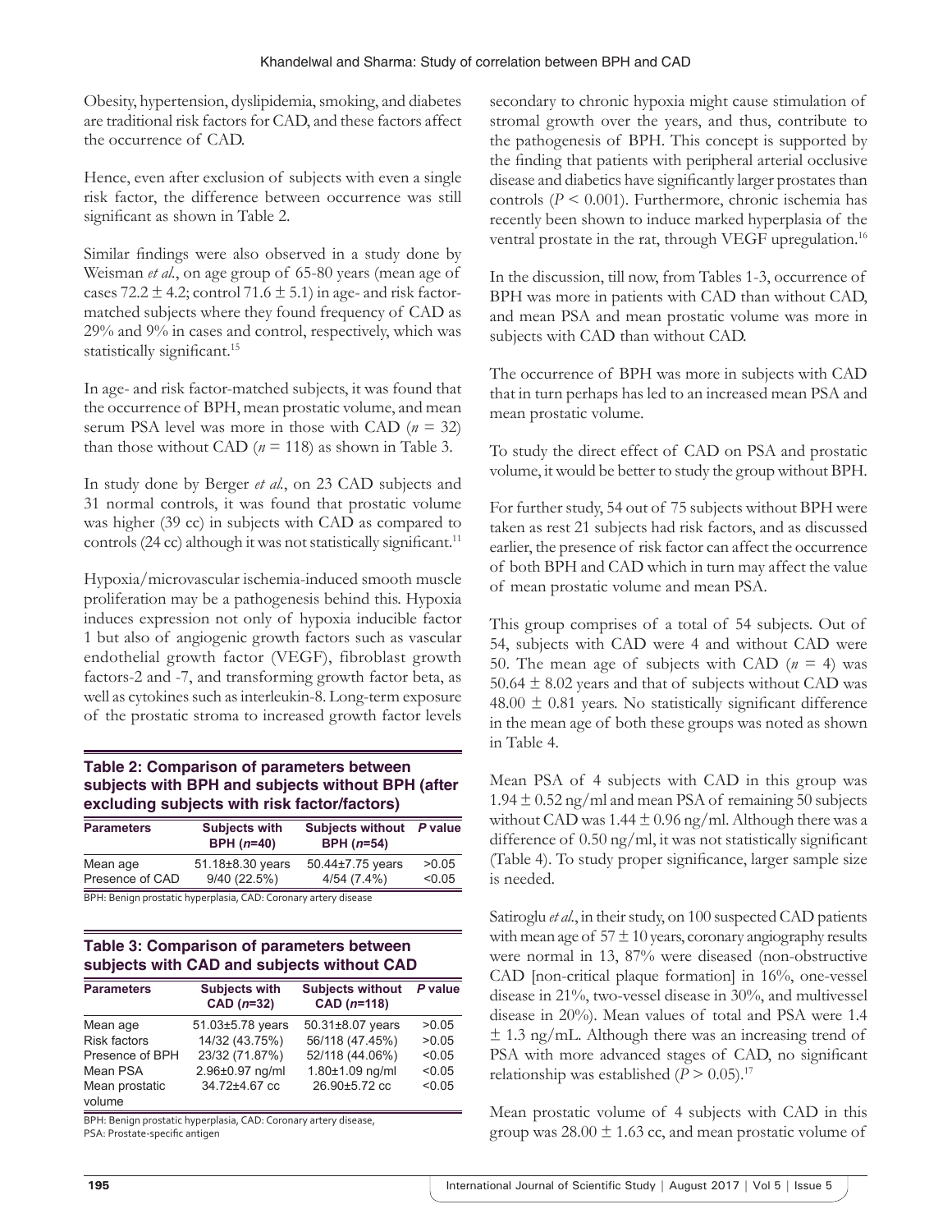Obesity, hypertension, dyslipidemia, smoking, and diabetes are traditional risk factors for CAD, and these factors affect the occurrence of CAD.

Hence, even after exclusion of subjects with even a single risk factor, the difference between occurrence was still significant as shown in Table 2.

Similar findings were also observed in a study done by Weisman *et al.*, on age group of 65-80 years (mean age of cases 72.2 ± 4.2; control 71.6 ± 5.1) in age- and risk factor-matched subjects where they found frequency of CAD as 29% and 9% in cases and control, respectively, which was statistically significant.[15]

In age- and risk factor-matched subjects, it was found that the occurrence of BPH, mean prostatic volume, and mean serum PSA level was more in those with CAD ($n$ = 32) than those without CAD ($n$ = 118) as shown in Table 3.

In study done by Berger *et al.*, on 23 CAD subjects and 31 normal controls, it was found that prostatic volume was higher (39 cc) in subjects with CAD as compared to controls (24 cc) although it was not statistically significant.[11]

Hypoxia/microvascular ischemia-induced smooth muscle proliferation may be a pathogenesis behind this. Hypoxia induces expression not only of hypoxia inducible factor 1 but also of angiogenic growth factors such as vascular endothelial growth factor (VEGF), fibroblast growth factors-2 and -7, and transforming growth factor beta, as well as cytokines such as interleukin-8. Long-term exposure of the prostatic stroma to increased growth factor levels secondary to chronic hypoxia might cause stimulation of stromal growth over the years, and thus, contribute to the pathogenesis of BPH. This concept is supported by the finding that patients with peripheral arterial occlusive disease and diabetics have significantly larger prostates than controls ($P$ < 0.001). Furthermore, chronic ischemia has recently been shown to induce marked hyperplasia of the ventral prostate in the rat, through VEGF upregulation.[16]

**Table 2: Comparison of parameters between subjects with BPH and subjects without BPH (after excluding subjects with risk factor/factors)**

| Parameters | Subjects with BPH ($n$=40) | Subjects without BPH ($n$=54) | $P$ value |
|---|---|---|---|
| Mean age | 51.18±8.30 years | 50.44±7.75 years | >0.05 |
| Presence of CAD | 9/40 (22.5%) | 4/54 (7.4%) | <0.05 |

BPH: Benign prostatic hyperplasia, CAD: Coronary artery disease

**Table 3: Comparison of parameters between subjects with CAD and subjects without CAD**

| Parameters | Subjects with CAD ($n$=32) | Subjects without CAD ($n$=118) | $P$ value |
|---|---|---|---|
| Mean age | 51.03±5.78 years | 50.31±8.07 years | >0.05 |
| Risk factors | 14/32 (43.75%) | 56/118 (47.45%) | >0.05 |
| Presence of BPH | 23/32 (71.87%) | 52/118 (44.06%) | <0.05 |
| Mean PSA | 2.96±0.97 ng/ml | 1.80±1.09 ng/ml | <0.05 |
| Mean prostatic volume | 34.72±4.67 cc | 26.90±5.72 cc | <0.05 |

BPH: Benign prostatic hyperplasia, CAD: Coronary artery disease, PSA: Prostate-specific antigen

In the discussion, till now, from Tables 1-3, occurrence of BPH was more in patients with CAD than without CAD, and mean PSA and mean prostatic volume was more in subjects with CAD than without CAD.

The occurrence of BPH was more in subjects with CAD that in turn perhaps has led to an increased mean PSA and mean prostatic volume.

To study the direct effect of CAD on PSA and prostatic volume, it would be better to study the group without BPH.

For further study, 54 out of 75 subjects without BPH were taken as rest 21 subjects had risk factors, and as discussed earlier, the presence of risk factor can affect the occurrence of both BPH and CAD which in turn may affect the value of mean prostatic volume and mean PSA.

This group comprises of a total of 54 subjects. Out of 54, subjects with CAD were 4 and without CAD were 50. The mean age of subjects with CAD ($n$ = 4) was 50.64 ± 8.02 years and that of subjects without CAD was 48.00 ± 0.81 years. No statistically significant difference in the mean age of both these groups was noted as shown in Table 4.

Mean PSA of 4 subjects with CAD in this group was 1.94 ± 0.52 ng/ml and mean PSA of remaining 50 subjects without CAD was 1.44 ± 0.96 ng/ml. Although there was a difference of 0.50 ng/ml, it was not statistically significant (Table 4). To study proper significance, larger sample size is needed.

Satiroglu *et al.*, in their study, on 100 suspected CAD patients with mean age of 57 ± 10 years, coronary angiography results were normal in 13, 87% were diseased (non-obstructive CAD [non-critical plaque formation] in 16%, one-vessel disease in 21%, two-vessel disease in 30%, and multivessel disease in 20%). Mean values of total and PSA were 1.4 ± 1.3 ng/mL. Although there was an increasing trend of PSA with more advanced stages of CAD, no significant relationship was established ($P$ > 0.05).[17]

Mean prostatic volume of 4 subjects with CAD in this group was 28.00 ± 1.63 cc, and mean prostatic volume of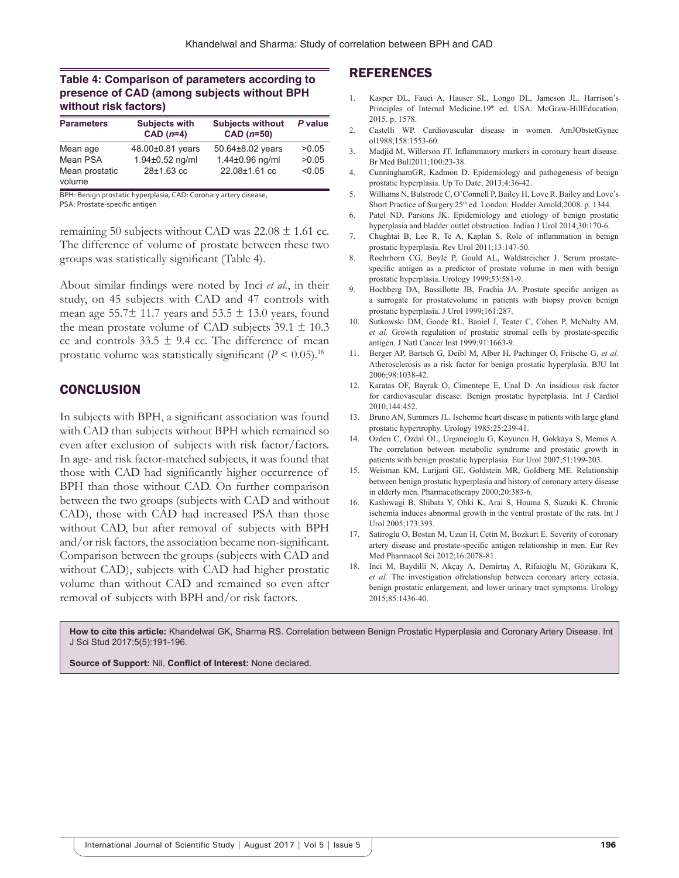**Table 4: Comparison of parameters according to presence of CAD (among subjects without BPH without risk factors)**

| Parameters | Subjects with CAD (*n*=4) | Subjects without CAD (*n*=50) | *P* value |
|---|---|---|---|
| Mean age | 48.00±0.81 years | 50.64±8.02 years | >0.05 |
| Mean PSA | 1.94±0.52 ng/ml | 1.44±0.96 ng/ml | >0.05 |
| Mean prostatic volume | 28±1.63 cc | 22.08±1.61 cc | <0.05 |

BPH: Benign prostatic hyperplasia, CAD: Coronary artery disease, PSA: Prostate-specific antigen

remaining 50 subjects without CAD was 22.08 ± 1.61 cc. The difference of volume of prostate between these two groups was statistically significant (Table 4).

About similar findings were noted by Inci *et al.*, in their study, on 45 subjects with CAD and 47 controls with mean age 55.7± 11.7 years and 53.5 ± 13.0 years, found the mean prostate volume of CAD subjects 39.1 ± 10.3 cc and controls 33.5 ± 9.4 cc. The difference of mean prostatic volume was statistically significant ($P < 0.05$).[18]

## CONCLUSION

In subjects with BPH, a significant association was found with CAD than subjects without BPH which remained so even after exclusion of subjects with risk factor/factors. In age- and risk factor-matched subjects, it was found that those with CAD had significantly higher occurrence of BPH than those without CAD. On further comparison between the two groups (subjects with CAD and without CAD), those with CAD had increased PSA than those without CAD, but after removal of subjects with BPH and/or risk factors, the association became non-significant. Comparison between the groups (subjects with CAD and without CAD), subjects with CAD had higher prostatic volume than without CAD and remained so even after removal of subjects with BPH and/or risk factors.

## REFERENCES

1. Kasper DL, Fauci A, Hauser SL, Longo DL, Jameson JL. Harrison's Principles of Internal Medicine.19th ed. USA: McGraw-HillEducation; 2015. p. 1578.
2. Castelli WP. Cardiovascular disease in women. AmJObstetGynecol1988;158:1553-60.
3. Madjid M, Willerson JT. Inflammatory markers in coronary heart disease. Br Med Bull2011;100:23-38.
4. CunninghamGR, Kadmon D. Epidemiology and pathogenesis of benign prostatic hyperplasia. Up To Date; 2013;4:36-42.
5. Williams N, Bulstrode C, O'Connell P, Bailey H, Love R. Bailey and Love's Short Practice of Surgery.25th ed. London: Hodder Arnold;2008. p. 1344.
6. Patel ND, Parsons JK. Epidemiology and etiology of benign prostatic hyperplasia and bladder outlet obstruction. Indian J Urol 2014;30:170-6.
7. Chughtai B, Lee R, Te A, Kaplan S. Role of inflammation in benign prostatic hyperplasia. Rev Urol 2011;13:147-50.
8. Roehrborn CG, Boyle P, Gould AL, Waldstreicher J. Serum prostate-specific antigen as a predictor of prostate volume in men with benign prostatic hyperplasia. Urology 1999;53:581-9.
9. Hochberg DA, Bassillotte JB, Frachia JA. Prostate specific antigen as a surrogate for prostatevolume in patients with biopsy proven benign prostatic hyperplasia. J Urol 1999;161:287.
10. Sutkowski DM, Goode RL, Baniel J, Teater C, Cohen P, McNulty AM, *et al.* Growth regulation of prostatic stromal cells by prostate-specific antigen. J Natl Cancer Inst 1999;91:1663-9.
11. Berger AP, Bartsch G, Deibl M, Alber H, Pachinger O, Fritsche G, *et al.* Atherosclerosis as a risk factor for benign prostatic hyperplasia. BJU Int 2006;98:1038-42.
12. Karatas OF, Bayrak O, Cimentepe E, Unal D. An insidious risk factor for cardiovascular disease: Benign prostatic hyperplasia. Int J Cardiol 2010;144:452.
13. Bruno AN, Summers JL. Ischemic heart disease in patients with large gland prostatic hypertrophy. Urology 1985;25:239-41.
14. Ozden C, Ozdal OL, Urgancioglu G, Koyuncu H, Gokkaya S, Memis A. The correlation between metabolic syndrome and prostatic growth in patients with benign prostatic hyperplasia. Eur Urol 2007;51:199-203.
15. Weisman KM, Larijani GE, Goldstein MR, Goldberg ME. Relationship between benign prostatic hyperplasia and history of coronary artery disease in elderly men. Pharmacotherapy 2000;20:383-6.
16. Kashiwagi B, Shibata Y, Ohki K, Arai S, Houma S, Suzuki K. Chronic ischemia induces abnormal growth in the ventral prostate of the rats. Int J Urol 2005;173:393.
17. Satiroglu O, Bostan M, Uzun H, Cetin M, Bozkurt E. Severity of coronary artery disease and prostate-specific antigen relationship in men. Eur Rev Med Pharmacol Sci 2012;16:2078-81.
18. Inci M, Baydilli N, Akçay A, Demirtaş A, Rifaioğlu M, Gözükara K, *et al.* The investigation ofrelationship between coronary artery ectasia, benign prostatic enlargement, and lower urinary tract symptoms. Urology 2015;85:1436-40.

**How to cite this article:** Khandelwal GK, Sharma RS. Correlation between Benign Prostatic Hyperplasia and Coronary Artery Disease. Int J Sci Stud 2017;5(5):191-196.

**Source of Support:** Nil, **Conflict of Interest:** None declared.